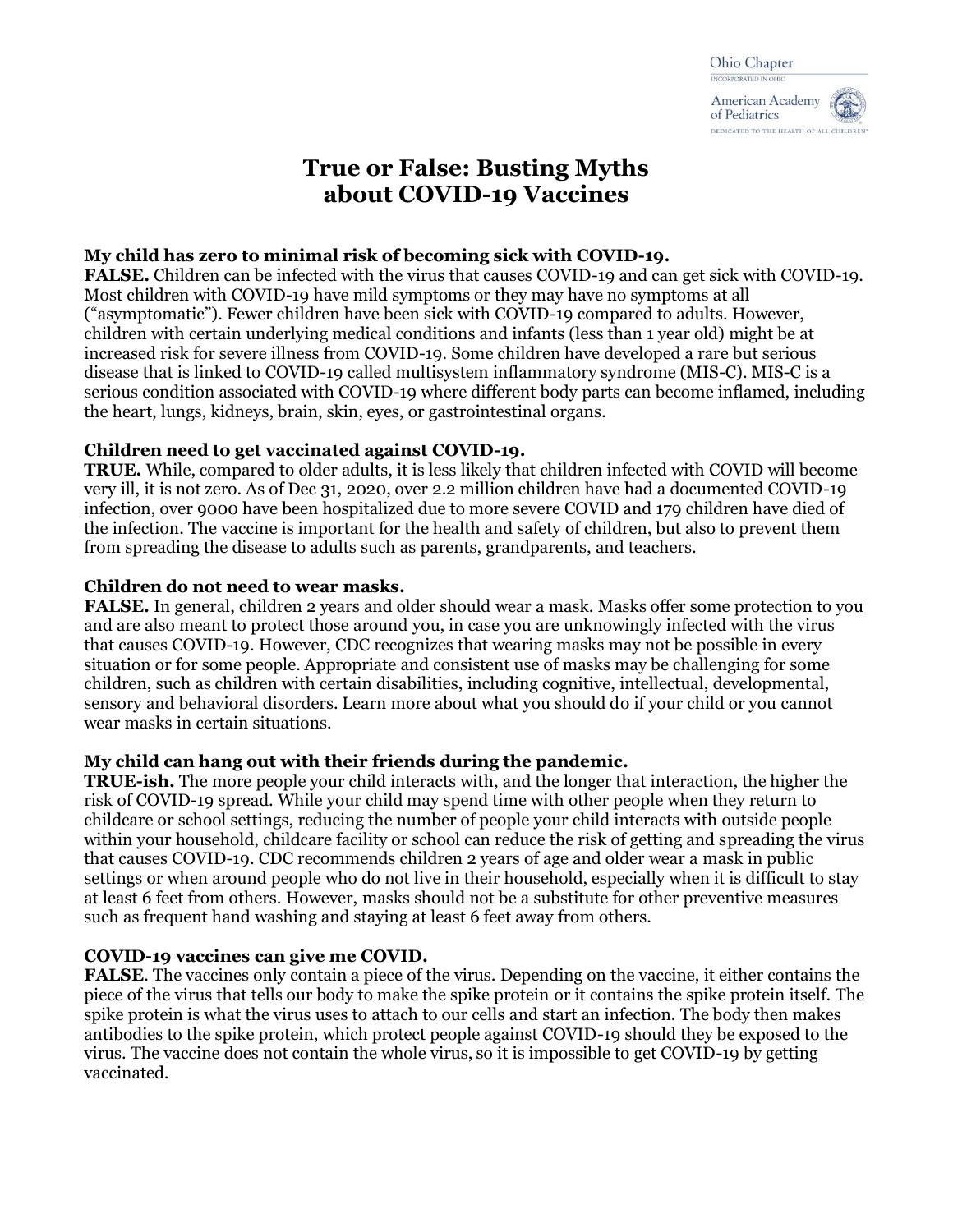Ohio Chapter
INCORPORATED IN OHIO
American Academy of Pediatrics
DEDICATED TO THE HEALTH OF ALL CHILDREN

# True or False: Busting Myths about COVID-19 Vaccines

**My child has zero to minimal risk of becoming sick with COVID-19.**
**FALSE.** Children can be infected with the virus that causes COVID-19 and can get sick with COVID-19. Most children with COVID-19 have mild symptoms or they may have no symptoms at all ("asymptomatic"). Fewer children have been sick with COVID-19 compared to adults. However, children with certain underlying medical conditions and infants (less than 1 year old) might be at increased risk for severe illness from COVID-19. Some children have developed a rare but serious disease that is linked to COVID-19 called multisystem inflammatory syndrome (MIS-C). MIS-C is a serious condition associated with COVID-19 where different body parts can become inflamed, including the heart, lungs, kidneys, brain, skin, eyes, or gastrointestinal organs.

**Children need to get vaccinated against COVID-19.**
**TRUE.** While, compared to older adults, it is less likely that children infected with COVID will become very ill, it is not zero. As of Dec 31, 2020, over 2.2 million children have had a documented COVID-19 infection, over 9000 have been hospitalized due to more severe COVID and 179 children have died of the infection. The vaccine is important for the health and safety of children, but also to prevent them from spreading the disease to adults such as parents, grandparents, and teachers.

**Children do not need to wear masks.**
**FALSE.** In general, children 2 years and older should wear a mask. Masks offer some protection to you and are also meant to protect those around you, in case you are unknowingly infected with the virus that causes COVID-19. However, CDC recognizes that wearing masks may not be possible in every situation or for some people. Appropriate and consistent use of masks may be challenging for some children, such as children with certain disabilities, including cognitive, intellectual, developmental, sensory and behavioral disorders. Learn more about what you should do if your child or you cannot wear masks in certain situations.

**My child can hang out with their friends during the pandemic.**
**TRUE-ish.** The more people your child interacts with, and the longer that interaction, the higher the risk of COVID-19 spread. While your child may spend time with other people when they return to childcare or school settings, reducing the number of people your child interacts with outside people within your household, childcare facility or school can reduce the risk of getting and spreading the virus that causes COVID-19. CDC recommends children 2 years of age and older wear a mask in public settings or when around people who do not live in their household, especially when it is difficult to stay at least 6 feet from others. However, masks should not be a substitute for other preventive measures such as frequent hand washing and staying at least 6 feet away from others.

**COVID-19 vaccines can give me COVID.**
**FALSE**. The vaccines only contain a piece of the virus. Depending on the vaccine, it either contains the piece of the virus that tells our body to make the spike protein or it contains the spike protein itself. The spike protein is what the virus uses to attach to our cells and start an infection. The body then makes antibodies to the spike protein, which protect people against COVID-19 should they be exposed to the virus. The vaccine does not contain the whole virus, so it is impossible to get COVID-19 by getting vaccinated.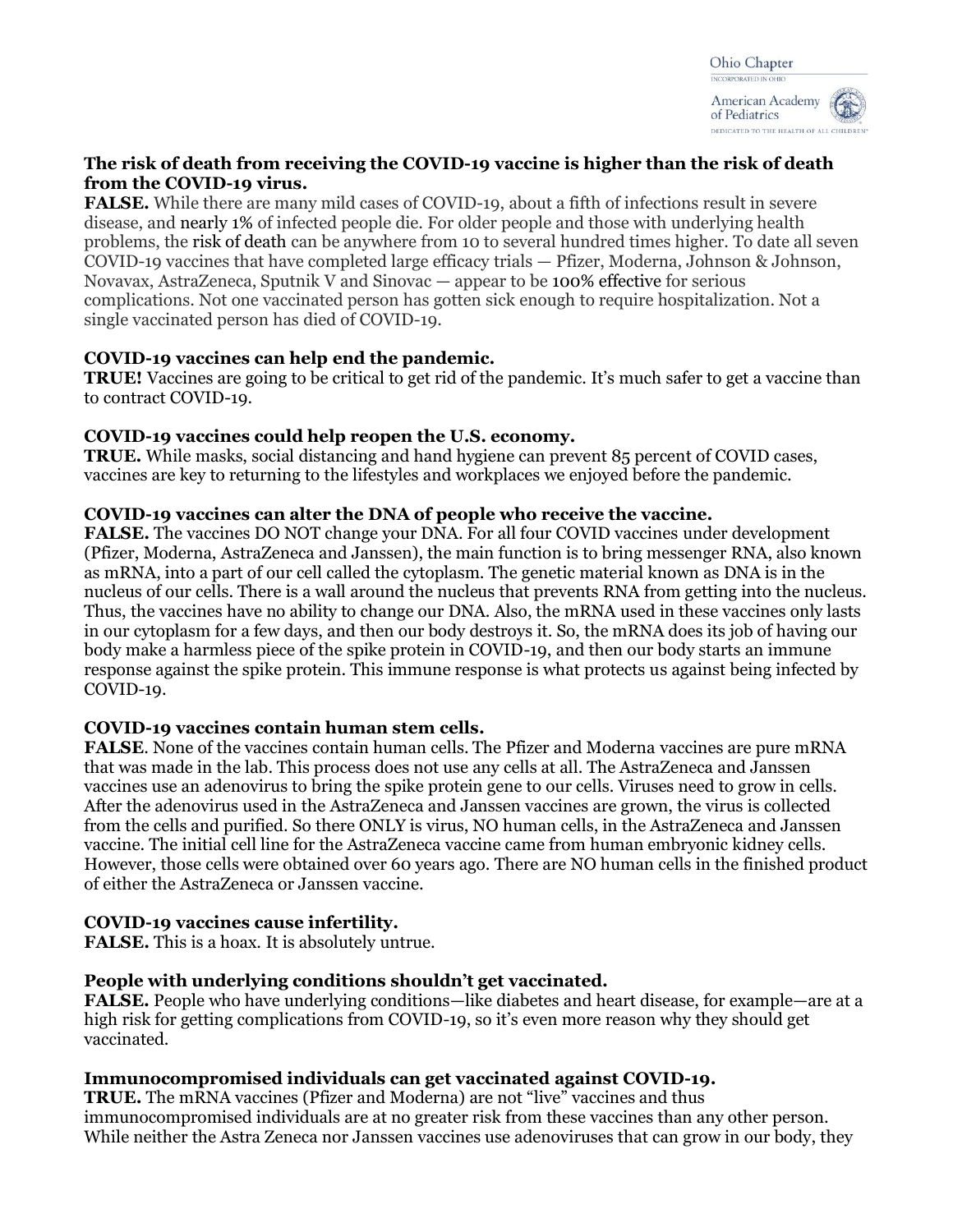**The risk of death from receiving the COVID-19 vaccine is higher than the risk of death from the COVID-19 virus.**
**FALSE.** While there are many mild cases of COVID-19, about a fifth of infections result in severe disease, and nearly 1% of infected people die. For older people and those with underlying health problems, the risk of death can be anywhere from 10 to several hundred times higher. To date all seven COVID-19 vaccines that have completed large efficacy trials — Pfizer, Moderna, Johnson & Johnson, Novavax, AstraZeneca, Sputnik V and Sinovac — appear to be 100% effective for serious complications. Not one vaccinated person has gotten sick enough to require hospitalization. Not a single vaccinated person has died of COVID-19.

**COVID-19 vaccines can help end the pandemic.**
**TRUE!** Vaccines are going to be critical to get rid of the pandemic. It's much safer to get a vaccine than to contract COVID-19.

**COVID-19 vaccines could help reopen the U.S. economy.**
**TRUE.** While masks, social distancing and hand hygiene can prevent 85 percent of COVID cases, vaccines are key to returning to the lifestyles and workplaces we enjoyed before the pandemic.

**COVID-19 vaccines can alter the DNA of people who receive the vaccine.**
**FALSE.** The vaccines DO NOT change your DNA. For all four COVID vaccines under development (Pfizer, Moderna, AstraZeneca and Janssen), the main function is to bring messenger RNA, also known as mRNA, into a part of our cell called the cytoplasm. The genetic material known as DNA is in the nucleus of our cells. There is a wall around the nucleus that prevents RNA from getting into the nucleus. Thus, the vaccines have no ability to change our DNA. Also, the mRNA used in these vaccines only lasts in our cytoplasm for a few days, and then our body destroys it. So, the mRNA does its job of having our body make a harmless piece of the spike protein in COVID-19, and then our body starts an immune response against the spike protein. This immune response is what protects us against being infected by COVID-19.

**COVID-19 vaccines contain human stem cells.**
**FALSE**. None of the vaccines contain human cells. The Pfizer and Moderna vaccines are pure mRNA that was made in the lab. This process does not use any cells at all. The AstraZeneca and Janssen vaccines use an adenovirus to bring the spike protein gene to our cells. Viruses need to grow in cells. After the adenovirus used in the AstraZeneca and Janssen vaccines are grown, the virus is collected from the cells and purified. So there ONLY is virus, NO human cells, in the AstraZeneca and Janssen vaccine. The initial cell line for the AstraZeneca vaccine came from human embryonic kidney cells. However, those cells were obtained over 60 years ago. There are NO human cells in the finished product of either the AstraZeneca or Janssen vaccine.

**COVID-19 vaccines cause infertility.**
**FALSE.** This is a hoax. It is absolutely untrue.

**People with underlying conditions shouldn't get vaccinated.**
**FALSE.** People who have underlying conditions—like diabetes and heart disease, for example—are at a high risk for getting complications from COVID-19, so it's even more reason why they should get vaccinated.

**Immunocompromised individuals can get vaccinated against COVID-19.**
**TRUE.** The mRNA vaccines (Pfizer and Moderna) are not "live" vaccines and thus immunocompromised individuals are at no greater risk from these vaccines than any other person. While neither the Astra Zeneca nor Janssen vaccines use adenoviruses that can grow in our body, they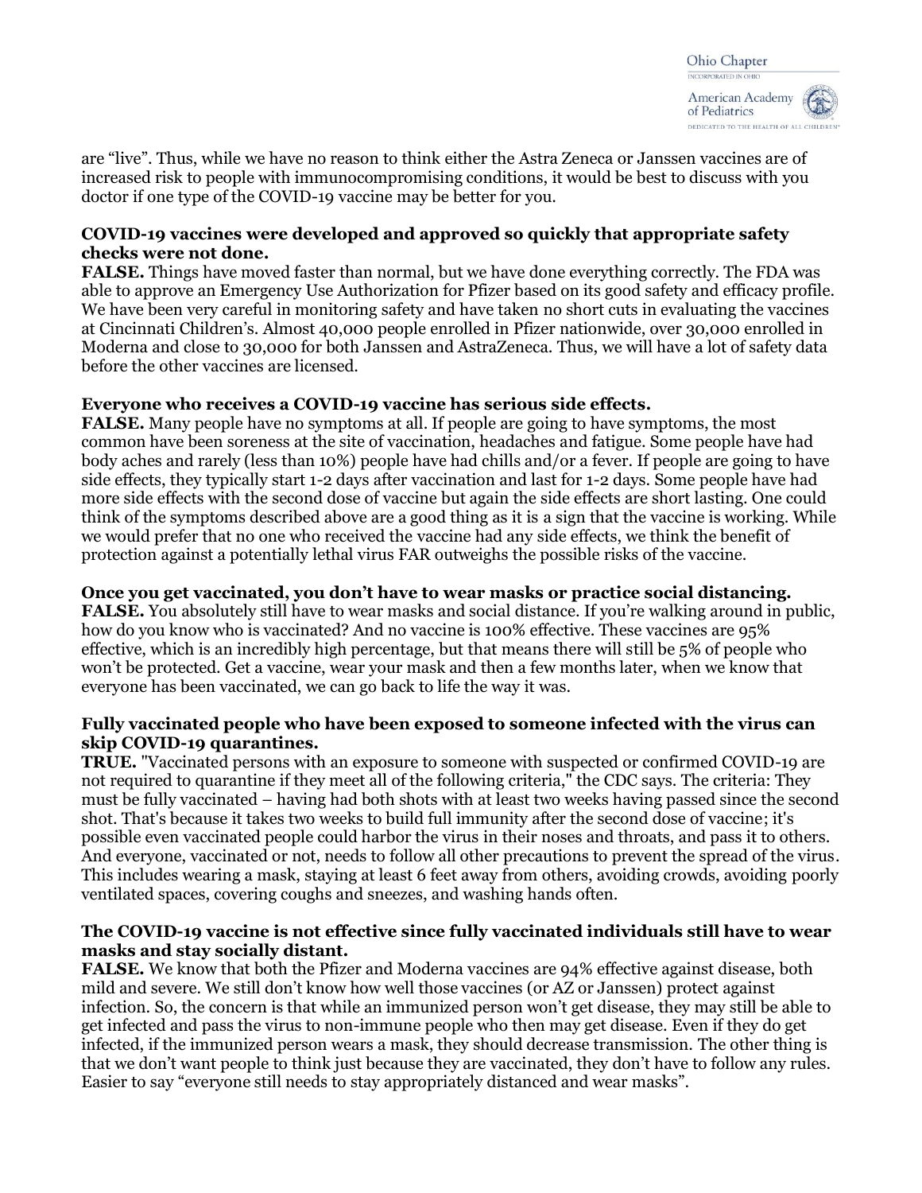are "live". Thus, while we have no reason to think either the Astra Zeneca or Janssen vaccines are of increased risk to people with immunocompromising conditions, it would be best to discuss with you doctor if one type of the COVID-19 vaccine may be better for you.

**COVID-19 vaccines were developed and approved so quickly that appropriate safety checks were not done.**
**FALSE.** Things have moved faster than normal, but we have done everything correctly. The FDA was able to approve an Emergency Use Authorization for Pfizer based on its good safety and efficacy profile. We have been very careful in monitoring safety and have taken no short cuts in evaluating the vaccines at Cincinnati Children's. Almost 40,000 people enrolled in Pfizer nationwide, over 30,000 enrolled in Moderna and close to 30,000 for both Janssen and AstraZeneca. Thus, we will have a lot of safety data before the other vaccines are licensed.

**Everyone who receives a COVID-19 vaccine has serious side effects.**
**FALSE.** Many people have no symptoms at all. If people are going to have symptoms, the most common have been soreness at the site of vaccination, headaches and fatigue. Some people have had body aches and rarely (less than 10%) people have had chills and/or a fever. If people are going to have side effects, they typically start 1-2 days after vaccination and last for 1-2 days. Some people have had more side effects with the second dose of vaccine but again the side effects are short lasting. One could think of the symptoms described above are a good thing as it is a sign that the vaccine is working. While we would prefer that no one who received the vaccine had any side effects, we think the benefit of protection against a potentially lethal virus FAR outweighs the possible risks of the vaccine.

**Once you get vaccinated, you don't have to wear masks or practice social distancing.**
**FALSE.** You absolutely still have to wear masks and social distance. If you're walking around in public, how do you know who is vaccinated? And no vaccine is 100% effective. These vaccines are 95% effective, which is an incredibly high percentage, but that means there will still be 5% of people who won't be protected. Get a vaccine, wear your mask and then a few months later, when we know that everyone has been vaccinated, we can go back to life the way it was.

**Fully vaccinated people who have been exposed to someone infected with the virus can skip COVID-19 quarantines.**
**TRUE.** "Vaccinated persons with an exposure to someone with suspected or confirmed COVID-19 are not required to quarantine if they meet all of the following criteria," the CDC says. The criteria: They must be fully vaccinated – having had both shots with at least two weeks having passed since the second shot. That's because it takes two weeks to build full immunity after the second dose of vaccine; it's possible even vaccinated people could harbor the virus in their noses and throats, and pass it to others. And everyone, vaccinated or not, needs to follow all other precautions to prevent the spread of the virus. This includes wearing a mask, staying at least 6 feet away from others, avoiding crowds, avoiding poorly ventilated spaces, covering coughs and sneezes, and washing hands often.

**The COVID-19 vaccine is not effective since fully vaccinated individuals still have to wear masks and stay socially distant.**
**FALSE.** We know that both the Pfizer and Moderna vaccines are 94% effective against disease, both mild and severe. We still don't know how well those vaccines (or AZ or Janssen) protect against infection. So, the concern is that while an immunized person won't get disease, they may still be able to get infected and pass the virus to non-immune people who then may get disease. Even if they do get infected, if the immunized person wears a mask, they should decrease transmission. The other thing is that we don't want people to think just because they are vaccinated, they don't have to follow any rules. Easier to say "everyone still needs to stay appropriately distanced and wear masks".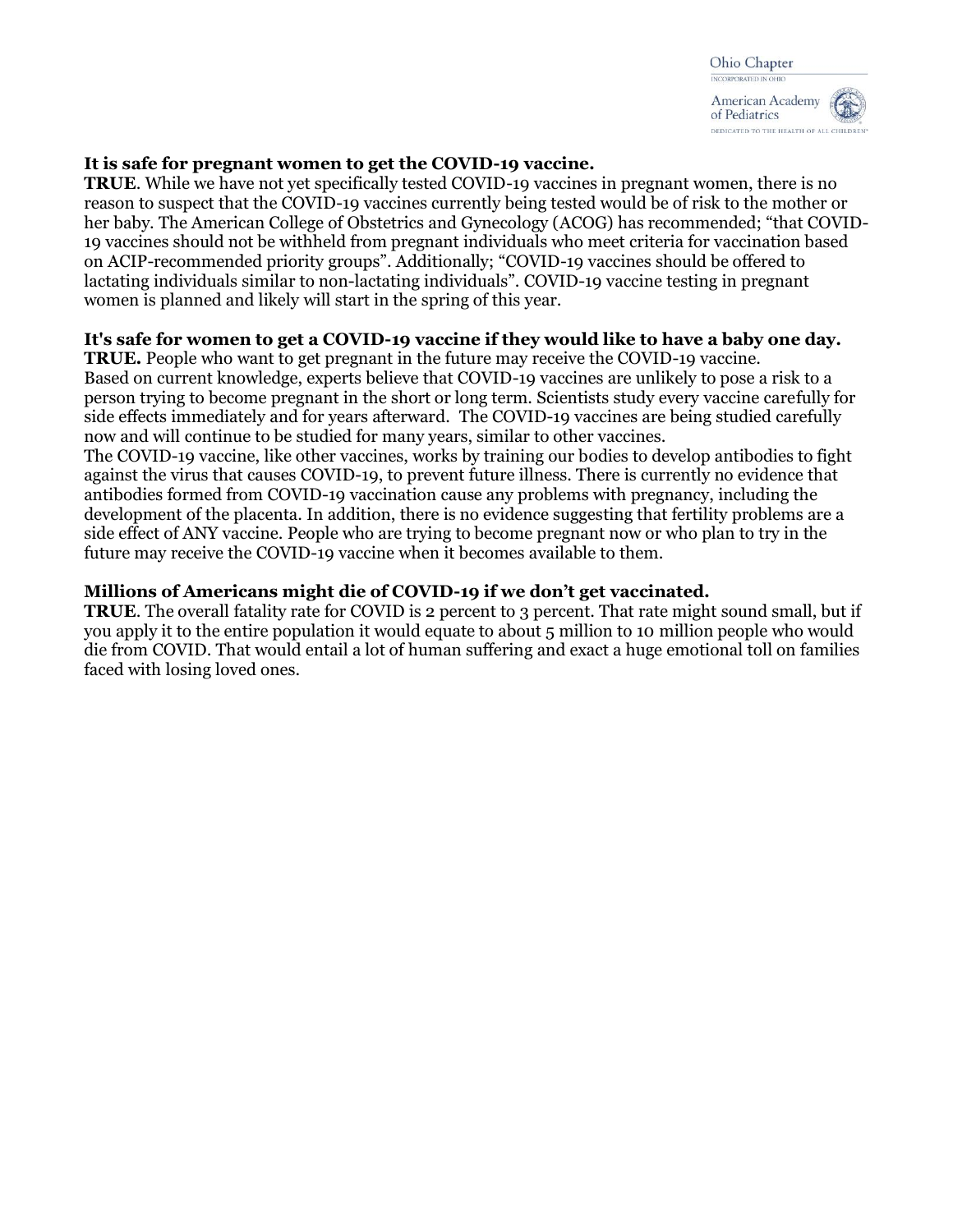**It is safe for pregnant women to get the COVID-19 vaccine.**
**TRUE**. While we have not yet specifically tested COVID-19 vaccines in pregnant women, there is no reason to suspect that the COVID-19 vaccines currently being tested would be of risk to the mother or her baby. The American College of Obstetrics and Gynecology (ACOG) has recommended; "that COVID-19 vaccines should not be withheld from pregnant individuals who meet criteria for vaccination based on ACIP-recommended priority groups". Additionally; "COVID-19 vaccines should be offered to lactating individuals similar to non-lactating individuals". COVID-19 vaccine testing in pregnant women is planned and likely will start in the spring of this year.

**It's safe for women to get a COVID-19 vaccine if they would like to have a baby one day.**
**TRUE.** People who want to get pregnant in the future may receive the COVID-19 vaccine.
Based on current knowledge, experts believe that COVID-19 vaccines are unlikely to pose a risk to a person trying to become pregnant in the short or long term. Scientists study every vaccine carefully for side effects immediately and for years afterward. The COVID-19 vaccines are being studied carefully now and will continue to be studied for many years, similar to other vaccines.
The COVID-19 vaccine, like other vaccines, works by training our bodies to develop antibodies to fight against the virus that causes COVID-19, to prevent future illness. There is currently no evidence that antibodies formed from COVID-19 vaccination cause any problems with pregnancy, including the development of the placenta. In addition, there is no evidence suggesting that fertility problems are a side effect of ANY vaccine. People who are trying to become pregnant now or who plan to try in the future may receive the COVID-19 vaccine when it becomes available to them.

**Millions of Americans might die of COVID-19 if we don't get vaccinated.**
**TRUE**. The overall fatality rate for COVID is 2 percent to 3 percent. That rate might sound small, but if you apply it to the entire population it would equate to about 5 million to 10 million people who would die from COVID. That would entail a lot of human suffering and exact a huge emotional toll on families faced with losing loved ones.